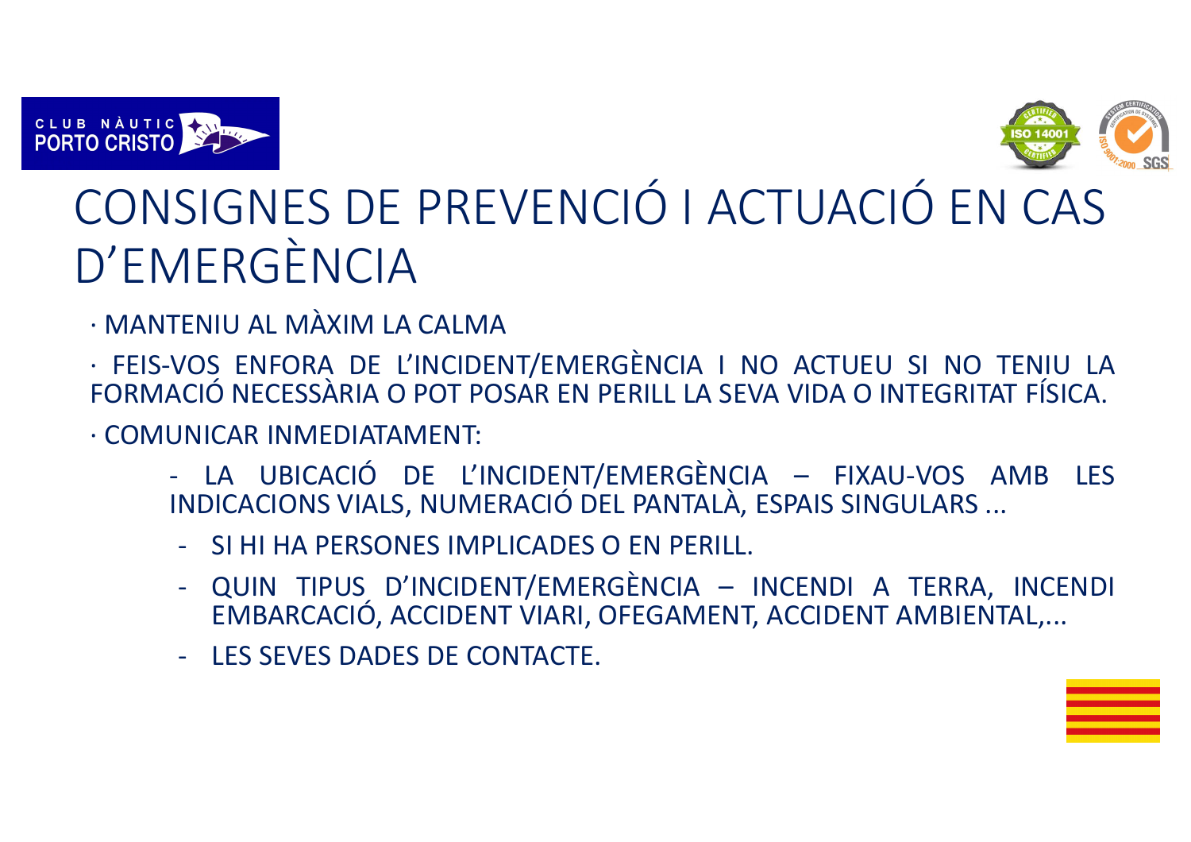# CONSIGNES DE PREVENCIÓ I ACTUACIÓ EN CAS D'EMERGÈNCIA

· MANTENIU AL MÀXIM LA CALMA

· FEIS-VOS ENFORA DE L'INCIDENT/EMERGÈNCIA I NO ACTUEU SI NO TENIU LA FORMACIÓ NECESSÀRIA O POT POSAR EN PERILL LA SEVA VIDA O INTEGRITAT FÍSICA.

· COMUNICAR INMEDIATAMENT:

- LA UBICACIÓ DE L'INCIDENT/EMERGÈNCIA – FIXAU-VOS AMB LES INDICACIONS VIALS, NUMERACIÓ DEL PANTALÀ, ESPAIS SINGULARS ...
- SI HI HA PERSONES IMPLICADES O EN PERILL.
- QUIN TIPUS D'INCIDENT/EMERGÈNCIA – INCENDI A TERRA, INCENDI EMBARCACIÓ, ACCIDENT VIARI, OFEGAMENT, ACCIDENT AMBIENTAL,...
- LES SEVES DADES DE CONTACTE.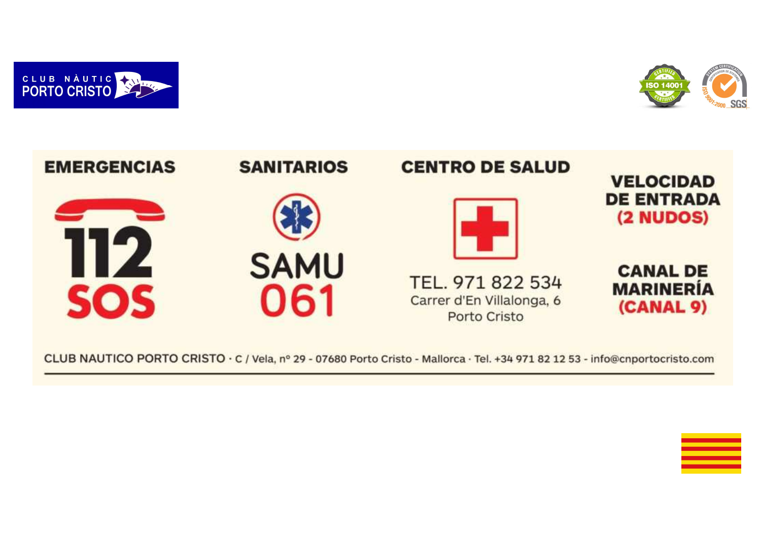CLUB NÀUTIC PORTO CRISTO

ISO 14001 CERTIFIED

ISO 9001:2000 SGS

## EMERGENCIAS

112
SOS

## SANITARIOS

SAMU
061

## CENTRO DE SALUD

TEL. 971 822 534
Carrer d'En Villalonga, 6
Porto Cristo

## VELOCIDAD DE ENTRADA (2 NUDOS)

## CANAL DE MARINERÍA (CANAL 9)

CLUB NAUTICO PORTO CRISTO · C / Vela, nº 29 - 07680 Porto Cristo - Mallorca · Tel. +34 971 82 12 53 - info@cnportocristo.com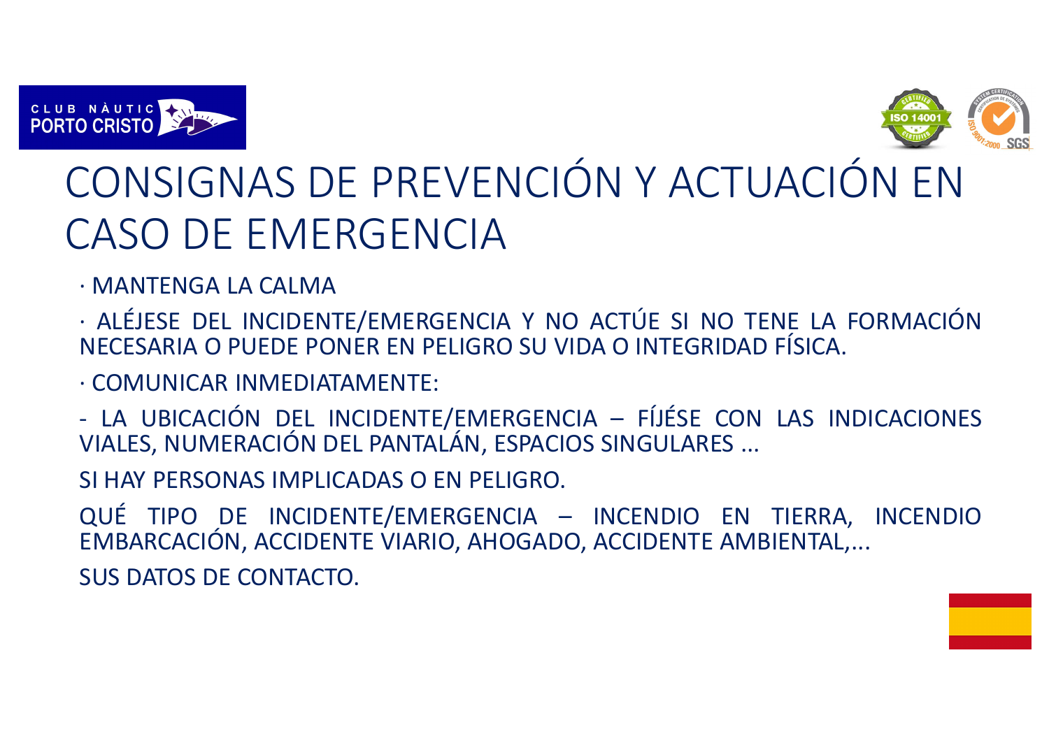# CONSIGNAS DE PREVENCIÓN Y ACTUACIÓN EN CASO DE EMERGENCIA

· MANTENGA LA CALMA

· ALÉJESE DEL INCIDENTE/EMERGENCIA Y NO ACTÚE SI NO TENE LA FORMACIÓN NECESARIA O PUEDE PONER EN PELIGRO SU VIDA O INTEGRIDAD FÍSICA.

· COMUNICAR INMEDIATAMENTE:

- LA UBICACIÓN DEL INCIDENTE/EMERGENCIA – FÍJÉSE CON LAS INDICACIONES VIALES, NUMERACIÓN DEL PANTALÁN, ESPACIOS SINGULARES ...

SI HAY PERSONAS IMPLICADAS O EN PELIGRO.

QUÉ TIPO DE INCIDENTE/EMERGENCIA – INCENDIO EN TIERRA, INCENDIO EMBARCACIÓN, ACCIDENTE VIARIO, AHOGADO, ACCIDENTE AMBIENTAL,...

SUS DATOS DE CONTACTO.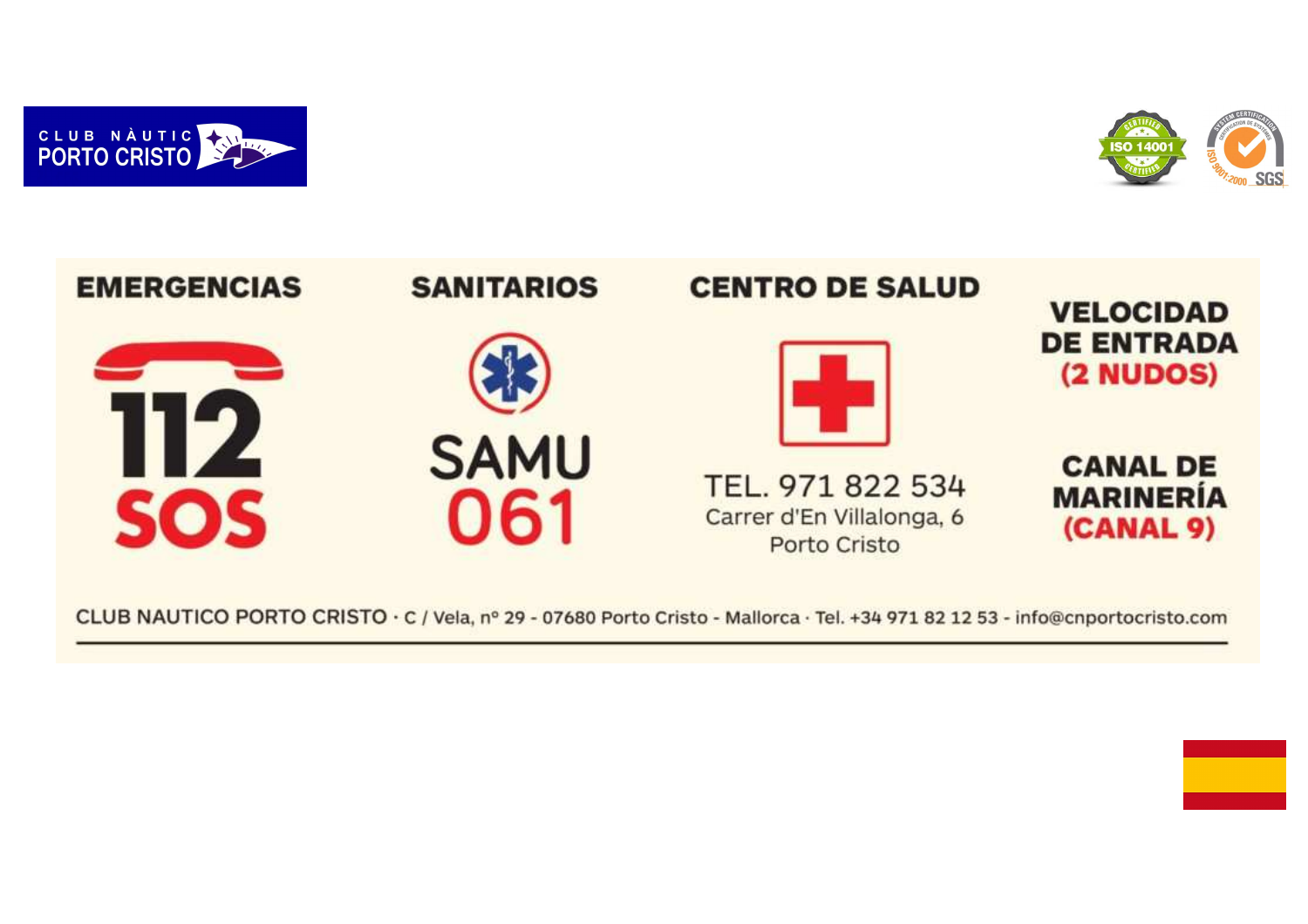CLUB NÀUTIC PORTO CRISTO

ISO 14001 CERTIFIED

ISO 9001:2000 SGS

## EMERGENCIAS

**112**
**SOS**

## SANITARIOS

**SAMU**
**061**

## CENTRO DE SALUD

TEL. 971 822 534
Carrer d'En Villalonga, 6
Porto Cristo

## VELOCIDAD DE ENTRADA (2 NUDOS)

## CANAL DE MARINERÍA (CANAL 9)

CLUB NAUTICO PORTO CRISTO · C / Vela, nº 29 - 07680 Porto Cristo - Mallorca · Tel. +34 971 82 12 53 - info@cnportocristo.com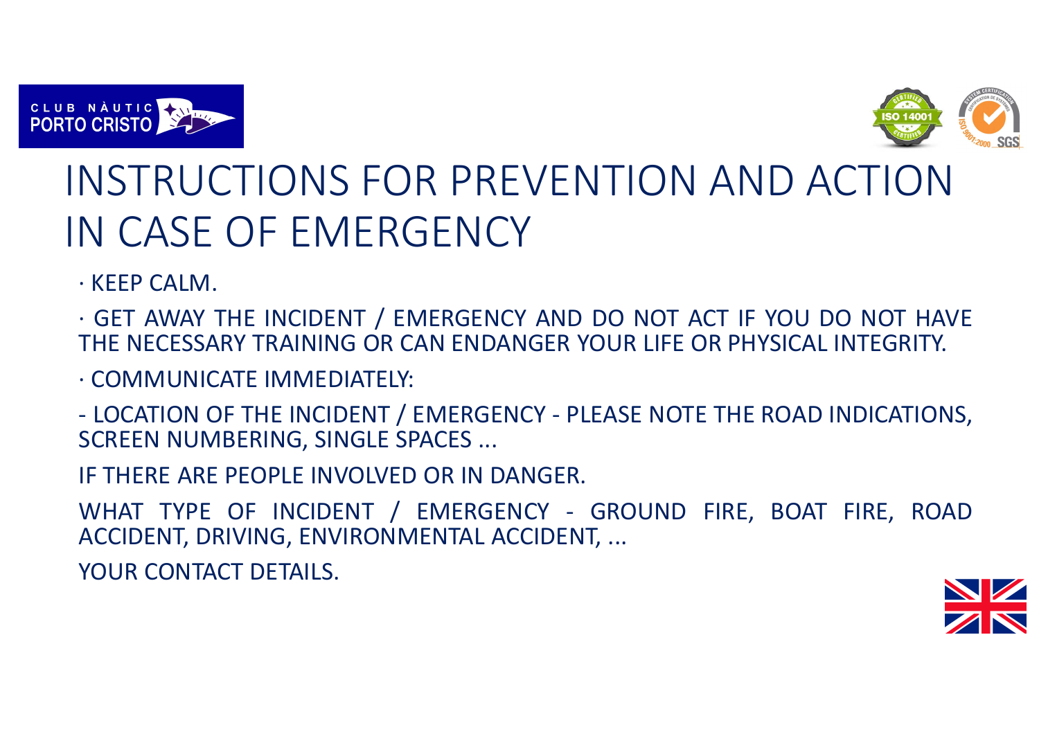# INSTRUCTIONS FOR PREVENTION AND ACTION IN CASE OF EMERGENCY

· KEEP CALM.

· GET AWAY THE INCIDENT / EMERGENCY AND DO NOT ACT IF YOU DO NOT HAVE THE NECESSARY TRAINING OR CAN ENDANGER YOUR LIFE OR PHYSICAL INTEGRITY.

· COMMUNICATE IMMEDIATELY:

- LOCATION OF THE INCIDENT / EMERGENCY - PLEASE NOTE THE ROAD INDICATIONS, SCREEN NUMBERING, SINGLE SPACES ...

IF THERE ARE PEOPLE INVOLVED OR IN DANGER.

WHAT TYPE OF INCIDENT / EMERGENCY - GROUND FIRE, BOAT FIRE, ROAD ACCIDENT, DRIVING, ENVIRONMENTAL ACCIDENT, ...

YOUR CONTACT DETAILS.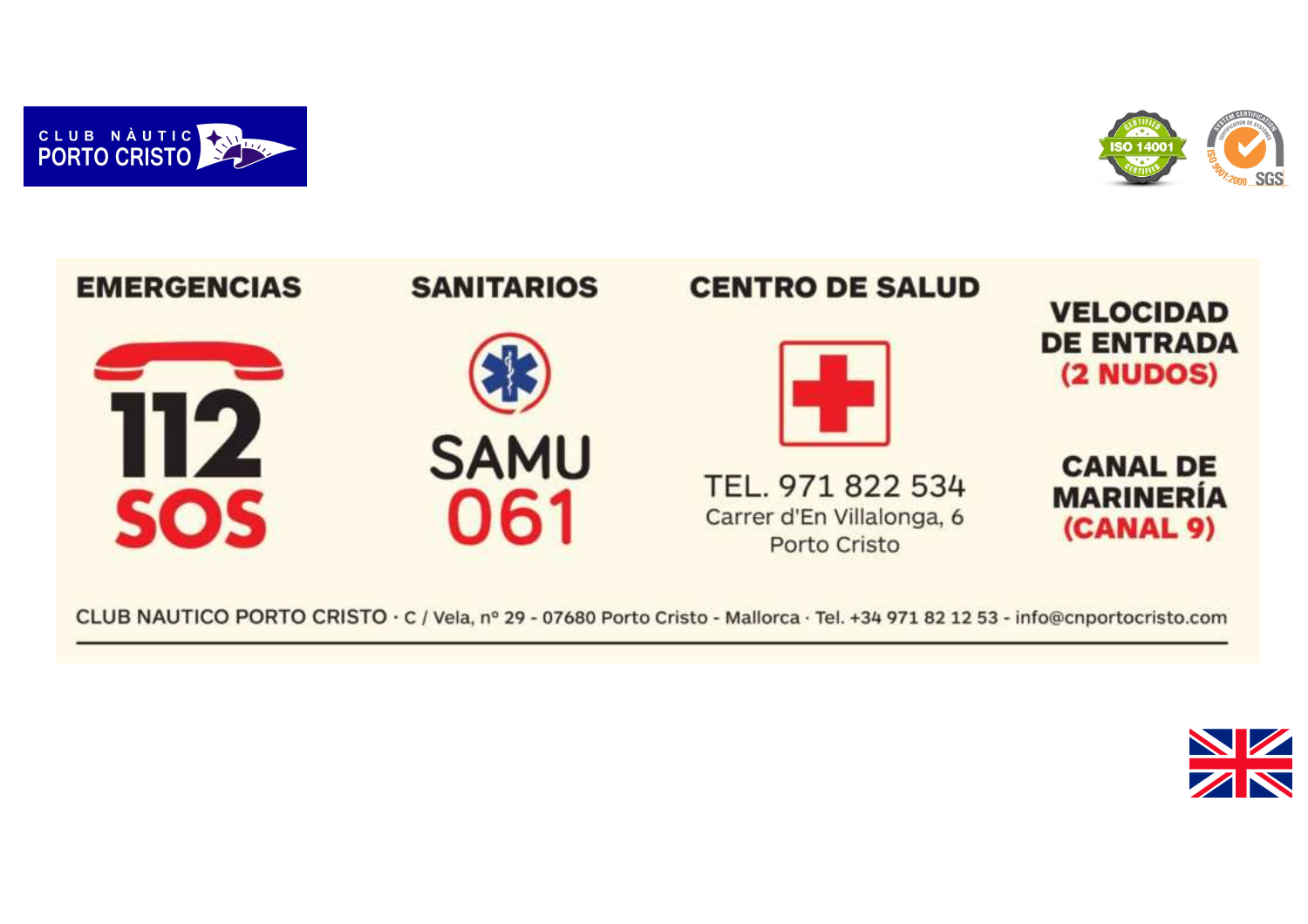CLUB NÀUTIC PORTO CRISTO

ISO 14001

ISO 9001:2000 SGS

## EMERGENCIAS

112
SOS

## SANITARIOS

SAMU
061

## CENTRO DE SALUD

TEL. 971 822 534
Carrer d'En Villalonga, 6
Porto Cristo

## VELOCIDAD DE ENTRADA (2 NUDOS)

## CANAL DE MARINERÍA (CANAL 9)

CLUB NAUTICO PORTO CRISTO · C / Vela, nº 29 - 07680 Porto Cristo - Mallorca · Tel. +34 971 82 12 53 - info@cnportocristo.com